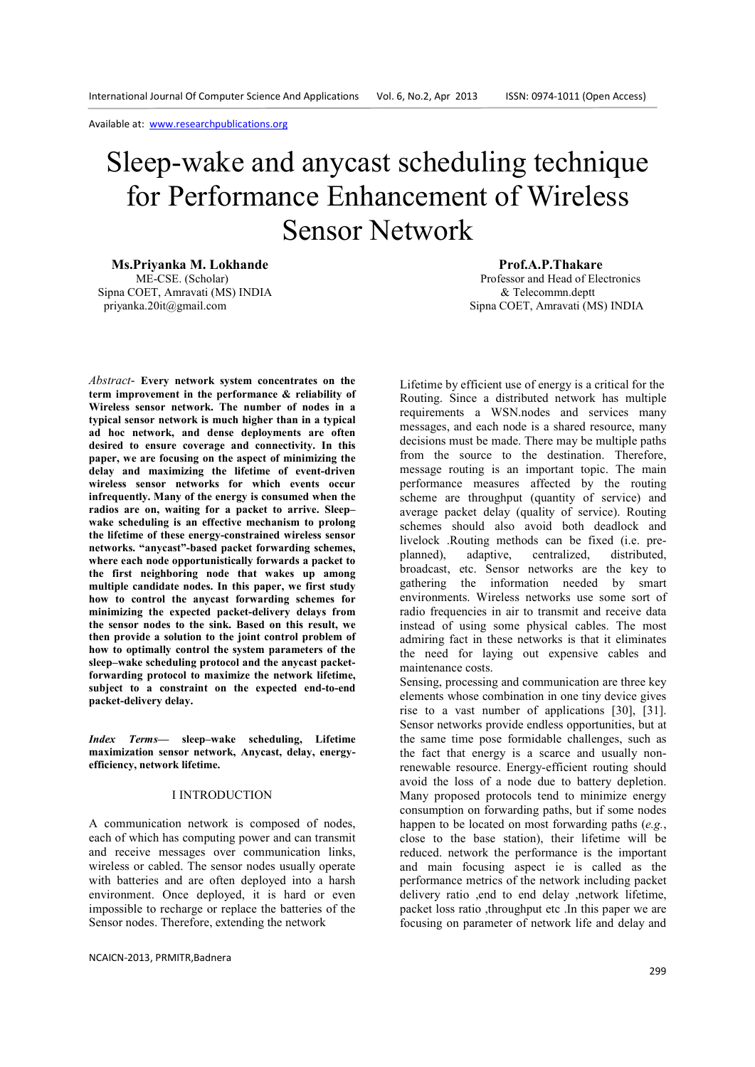Available at: www.researchpublications.org

# Sleep-wake and anycast scheduling technique for Performance Enhancement of Wireless Sensor Network

**Ms.Priyanka M. Lokhande**
ME-CSE. (Scholar)
Sipna COET, Amravati (MS) INDIA
priyanka.20it@gmail.com

**Prof.A.P.Thakare**
Professor and Head of Electronics & Telecommn.deptt
Sipna COET, Amravati (MS) INDIA

*Abstract*- **Every network system concentrates on the term improvement in the performance & reliability of Wireless sensor network. The number of nodes in a typical sensor network is much higher than in a typical ad hoc network, and dense deployments are often desired to ensure coverage and connectivity. In this paper, we are focusing on the aspect of minimizing the delay and maximizing the lifetime of event-driven wireless sensor networks for which events occur infrequently. Many of the energy is consumed when the radios are on, waiting for a packet to arrive. Sleep–wake scheduling is an effective mechanism to prolong the lifetime of these energy-constrained wireless sensor networks. "anycast"-based packet forwarding schemes, where each node opportunistically forwards a packet to the first neighboring node that wakes up among multiple candidate nodes. In this paper, we first study how to control the anycast forwarding schemes for minimizing the expected packet-delivery delays from the sensor nodes to the sink. Based on this result, we then provide a solution to the joint control problem of how to optimally control the system parameters of the sleep–wake scheduling protocol and the anycast packet-forwarding protocol to maximize the network lifetime, subject to a constraint on the expected end-to-end packet-delivery delay.**

***Index Terms*— sleep–wake scheduling, Lifetime maximization sensor network, Anycast, delay, energy-efficiency, network lifetime.**

## I INTRODUCTION

A communication network is composed of nodes, each of which has computing power and can transmit and receive messages over communication links, wireless or cabled. The sensor nodes usually operate with batteries and are often deployed into a harsh environment. Once deployed, it is hard or even impossible to recharge or replace the batteries of the Sensor nodes. Therefore, extending the network Lifetime by efficient use of energy is a critical for the Routing. Since a distributed network has multiple requirements a WSN.nodes and services many messages, and each node is a shared resource, many decisions must be made. There may be multiple paths from the source to the destination. Therefore, message routing is an important topic. The main performance measures affected by the routing scheme are throughput (quantity of service) and average packet delay (quality of service). Routing schemes should also avoid both deadlock and livelock .Routing methods can be fixed (i.e. pre-planned), adaptive, centralized, distributed, broadcast, etc. Sensor networks are the key to gathering the information needed by smart environments. Wireless networks use some sort of radio frequencies in air to transmit and receive data instead of using some physical cables. The most admiring fact in these networks is that it eliminates the need for laying out expensive cables and maintenance costs.

Sensing, processing and communication are three key elements whose combination in one tiny device gives rise to a vast number of applications [30], [31]. Sensor networks provide endless opportunities, but at the same time pose formidable challenges, such as the fact that energy is a scarce and usually non-renewable resource. Energy-efficient routing should avoid the loss of a node due to battery depletion. Many proposed protocols tend to minimize energy consumption on forwarding paths, but if some nodes happen to be located on most forwarding paths (*e.g.*, close to the base station), their lifetime will be reduced. network the performance is the important and main focusing aspect ie is called as the performance metrics of the network including packet delivery ratio ,end to end delay ,network lifetime, packet loss ratio ,throughput etc .In this paper we are focusing on parameter of network life and delay and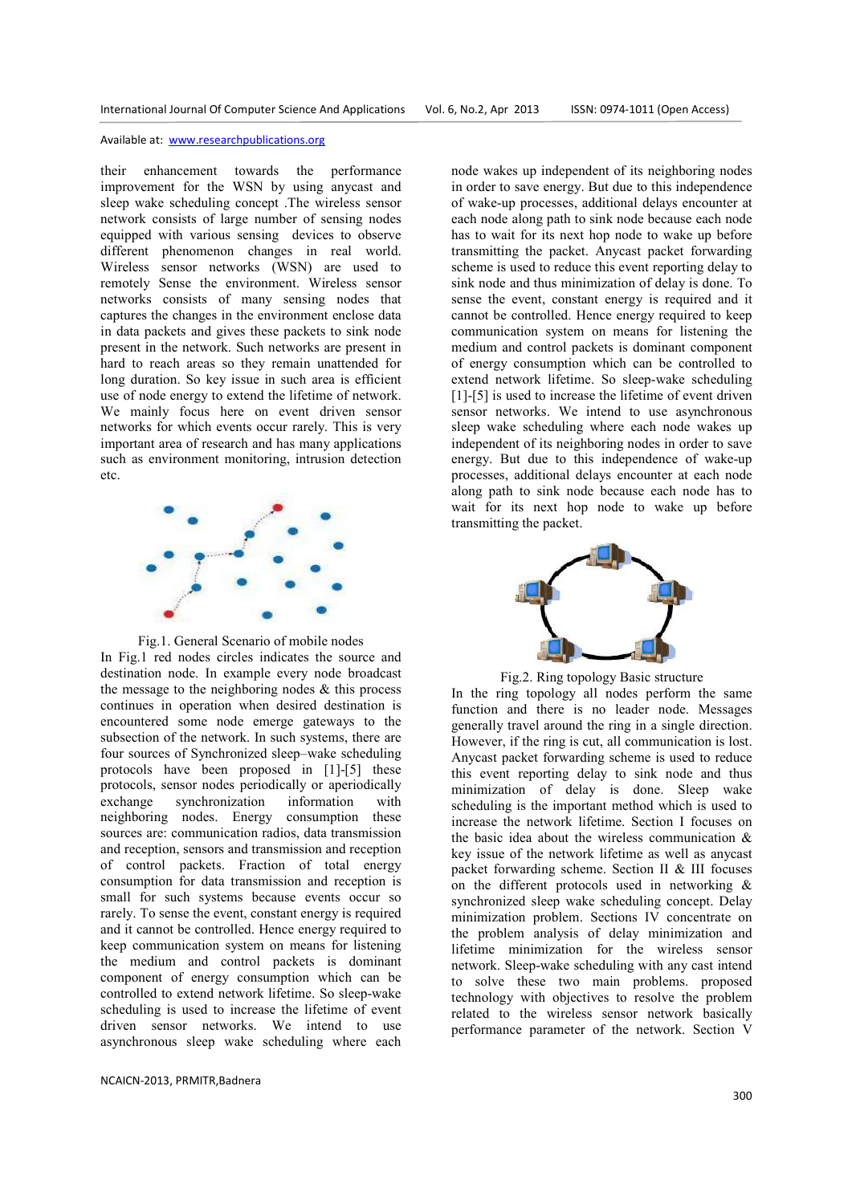their enhancement towards the performance improvement for the WSN by using anycast and sleep wake scheduling concept .The wireless sensor network consists of large number of sensing nodes equipped with various sensing devices to observe different phenomenon changes in real world. Wireless sensor networks (WSN) are used to remotely Sense the environment. Wireless sensor networks consists of many sensing nodes that captures the changes in the environment enclose data in data packets and gives these packets to sink node present in the network. Such networks are present in hard to reach areas so they remain unattended for long duration. So key issue in such area is efficient use of node energy to extend the lifetime of network. We mainly focus here on event driven sensor networks for which events occur rarely. This is very important area of research and has many applications such as environment monitoring, intrusion detection etc.

Fig.1. General Scenario of mobile nodes

In Fig.1 red nodes circles indicates the source and destination node. In example every node broadcast the message to the neighboring nodes & this process continues in operation when desired destination is encountered some node emerge gateways to the subsection of the network. In such systems, there are four sources of Synchronized sleep–wake scheduling protocols have been proposed in [1]-[5] these protocols, sensor nodes periodically or aperiodically exchange synchronization information with neighboring nodes. Energy consumption these sources are: communication radios, data transmission and reception, sensors and transmission and reception of control packets. Fraction of total energy consumption for data transmission and reception is small for such systems because events occur so rarely. To sense the event, constant energy is required and it cannot be controlled. Hence energy required to keep communication system on means for listening the medium and control packets is dominant component of energy consumption which can be controlled to extend network lifetime. So sleep-wake scheduling is used to increase the lifetime of event driven sensor networks. We intend to use asynchronous sleep wake scheduling where each node wakes up independent of its neighboring nodes in order to save energy. But due to this independence of wake-up processes, additional delays encounter at each node along path to sink node because each node has to wait for its next hop node to wake up before transmitting the packet. Anycast packet forwarding scheme is used to reduce this event reporting delay to sink node and thus minimization of delay is done. To sense the event, constant energy is required and it cannot be controlled. Hence energy required to keep communication system on means for listening the medium and control packets is dominant component of energy consumption which can be controlled to extend network lifetime. So sleep-wake scheduling [1]-[5] is used to increase the lifetime of event driven sensor networks. We intend to use asynchronous sleep wake scheduling where each node wakes up independent of its neighboring nodes in order to save energy. But due to this independence of wake-up processes, additional delays encounter at each node along path to sink node because each node has to wait for its next hop node to wake up before transmitting the packet.

Fig.2. Ring topology Basic structure

In the ring topology all nodes perform the same function and there is no leader node. Messages generally travel around the ring in a single direction. However, if the ring is cut, all communication is lost. Anycast packet forwarding scheme is used to reduce this event reporting delay to sink node and thus minimization of delay is done. Sleep wake scheduling is the important method which is used to increase the network lifetime. Section I focuses on the basic idea about the wireless communication & key issue of the network lifetime as well as anycast packet forwarding scheme. Section II & III focuses on the different protocols used in networking & synchronized sleep wake scheduling concept. Delay minimization problem. Sections IV concentrate on the problem analysis of delay minimization and lifetime minimization for the wireless sensor network. Sleep-wake scheduling with any cast intend to solve these two main problems. proposed technology with objectives to resolve the problem related to the wireless sensor network basically performance parameter of the network. Section V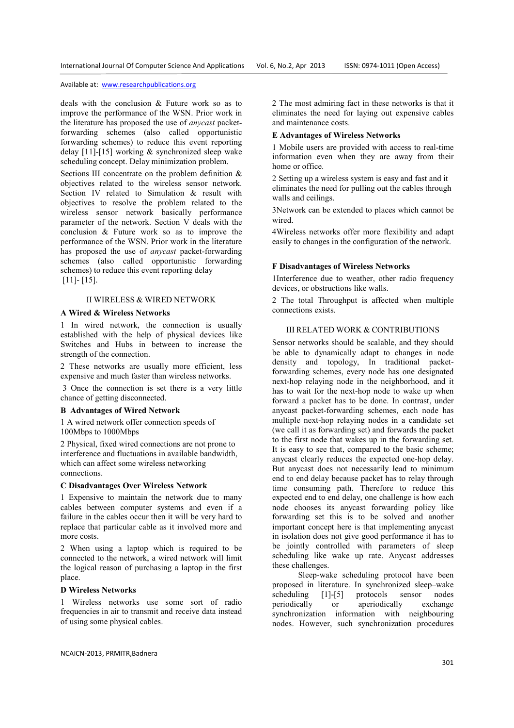deals with the conclusion & Future work so as to improve the performance of the WSN. Prior work in the literature has proposed the use of *anycast* packet-forwarding schemes (also called opportunistic forwarding schemes) to reduce this event reporting delay [11]-[15] working & synchronized sleep wake scheduling concept. Delay minimization problem.

Sections III concentrate on the problem definition & objectives related to the wireless sensor network. Section IV related to Simulation & result with objectives to resolve the problem related to the wireless sensor network basically performance parameter of the network. Section V deals with the conclusion & Future work so as to improve the performance of the WSN. Prior work in the literature has proposed the use of *anycast* packet-forwarding schemes (also called opportunistic forwarding schemes) to reduce this event reporting delay [11]- [15].

## II WIRELESS & WIRED NETWORK

### A Wired & Wireless Networks

1 In wired network, the connection is usually established with the help of physical devices like Switches and Hubs in between to increase the strength of the connection.

2 These networks are usually more efficient, less expensive and much faster than wireless networks.

3 Once the connection is set there is a very little chance of getting disconnected.

### B Advantages of Wired Network

1 A wired network offer connection speeds of 100Mbps to 1000Mbps

2 Physical, fixed wired connections are not prone to interference and fluctuations in available bandwidth, which can affect some wireless networking connections.

### C Disadvantages Over Wireless Network

1 Expensive to maintain the network due to many cables between computer systems and even if a failure in the cables occur then it will be very hard to replace that particular cable as it involved more and more costs.

2 When using a laptop which is required to be connected to the network, a wired network will limit the logical reason of purchasing a laptop in the first place.

### D Wireless Networks

1 Wireless networks use some sort of radio frequencies in air to transmit and receive data instead of using some physical cables.

2 The most admiring fact in these networks is that it eliminates the need for laying out expensive cables and maintenance costs.

### E Advantages of Wireless Networks

1 Mobile users are provided with access to real-time information even when they are away from their home or office.

2 Setting up a wireless system is easy and fast and it eliminates the need for pulling out the cables through walls and ceilings.

3Network can be extended to places which cannot be wired.

4Wireless networks offer more flexibility and adapt easily to changes in the configuration of the network.

### F Disadvantages of Wireless Networks

1Interference due to weather, other radio frequency devices, or obstructions like walls.

2 The total Throughput is affected when multiple connections exists.

## III RELATED WORK & CONTRIBUTIONS

Sensor networks should be scalable, and they should be able to dynamically adapt to changes in node density and topology, In traditional packet-forwarding schemes, every node has one designated next-hop relaying node in the neighborhood, and it has to wait for the next-hop node to wake up when forward a packet has to be done. In contrast, under anycast packet-forwarding schemes, each node has multiple next-hop relaying nodes in a candidate set (we call it as forwarding set) and forwards the packet to the first node that wakes up in the forwarding set. It is easy to see that, compared to the basic scheme; anycast clearly reduces the expected one-hop delay. But anycast does not necessarily lead to minimum end to end delay because packet has to relay through time consuming path. Therefore to reduce this expected end to end delay, one challenge is how each node chooses its anycast forwarding policy like forwarding set this is to be solved and another important concept here is that implementing anycast in isolation does not give good performance it has to be jointly controlled with parameters of sleep scheduling like wake up rate. Anycast addresses these challenges.

Sleep-wake scheduling protocol have been proposed in literature. In synchronized sleep–wake scheduling [1]-[5] protocols sensor nodes periodically or aperiodically exchange synchronization information with neighbouring nodes. However, such synchronization procedures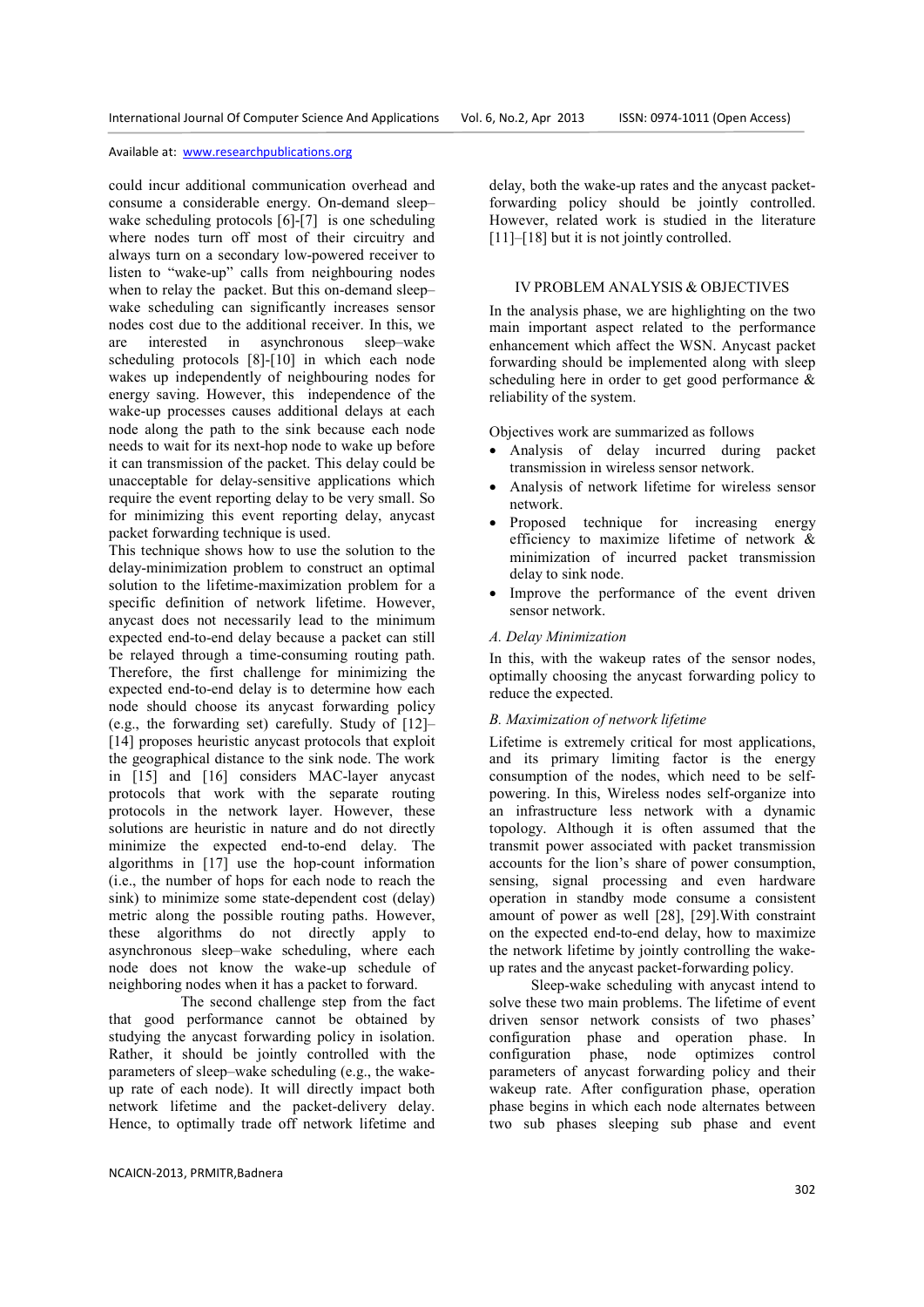could incur additional communication overhead and consume a considerable energy. On-demand sleep–wake scheduling protocols [6]-[7] is one scheduling where nodes turn off most of their circuitry and always turn on a secondary low-powered receiver to listen to "wake-up" calls from neighbouring nodes when to relay the packet. But this on-demand sleep–wake scheduling can significantly increases sensor nodes cost due to the additional receiver. In this, we are interested in asynchronous sleep–wake scheduling protocols [8]-[10] in which each node wakes up independently of neighbouring nodes for energy saving. However, this independence of the wake-up processes causes additional delays at each node along the path to the sink because each node needs to wait for its next-hop node to wake up before it can transmission of the packet. This delay could be unacceptable for delay-sensitive applications which require the event reporting delay to be very small. So for minimizing this event reporting delay, anycast packet forwarding technique is used.

This technique shows how to use the solution to the delay-minimization problem to construct an optimal solution to the lifetime-maximization problem for a specific definition of network lifetime. However, anycast does not necessarily lead to the minimum expected end-to-end delay because a packet can still be relayed through a time-consuming routing path. Therefore, the first challenge for minimizing the expected end-to-end delay is to determine how each node should choose its anycast forwarding policy (e.g., the forwarding set) carefully. Study of [12]–[14] proposes heuristic anycast protocols that exploit the geographical distance to the sink node. The work in [15] and [16] considers MAC-layer anycast protocols that work with the separate routing protocols in the network layer. However, these solutions are heuristic in nature and do not directly minimize the expected end-to-end delay. The algorithms in [17] use the hop-count information (i.e., the number of hops for each node to reach the sink) to minimize some state-dependent cost (delay) metric along the possible routing paths. However, these algorithms do not directly apply to asynchronous sleep–wake scheduling, where each node does not know the wake-up schedule of neighboring nodes when it has a packet to forward.

The second challenge step from the fact that good performance cannot be obtained by studying the anycast forwarding policy in isolation. Rather, it should be jointly controlled with the parameters of sleep–wake scheduling (e.g., the wake-up rate of each node). It will directly impact both network lifetime and the packet-delivery delay. Hence, to optimally trade off network lifetime and delay, both the wake-up rates and the anycast packet-forwarding policy should be jointly controlled. However, related work is studied in the literature [11]–[18] but it is not jointly controlled.

## IV PROBLEM ANALYSIS & OBJECTIVES

In the analysis phase, we are highlighting on the two main important aspect related to the performance enhancement which affect the WSN. Anycast packet forwarding should be implemented along with sleep scheduling here in order to get good performance & reliability of the system.

Objectives work are summarized as follows

- Analysis of delay incurred during packet transmission in wireless sensor network.
- Analysis of network lifetime for wireless sensor network.
- Proposed technique for increasing energy efficiency to maximize lifetime of network & minimization of incurred packet transmission delay to sink node.
- Improve the performance of the event driven sensor network.

### *A. Delay Minimization*

In this, with the wakeup rates of the sensor nodes, optimally choosing the anycast forwarding policy to reduce the expected.

### *B. Maximization of network lifetime*

Lifetime is extremely critical for most applications, and its primary limiting factor is the energy consumption of the nodes, which need to be self-powering. In this, Wireless nodes self-organize into an infrastructure less network with a dynamic topology. Although it is often assumed that the transmit power associated with packet transmission accounts for the lion's share of power consumption, sensing, signal processing and even hardware operation in standby mode consume a consistent amount of power as well [28], [29].With constraint on the expected end-to-end delay, how to maximize the network lifetime by jointly controlling the wake-up rates and the anycast packet-forwarding policy.

Sleep-wake scheduling with anycast intend to solve these two main problems. The lifetime of event driven sensor network consists of two phases' configuration phase and operation phase. In configuration phase, node optimizes control parameters of anycast forwarding policy and their wakeup rate. After configuration phase, operation phase begins in which each node alternates between two sub phases sleeping sub phase and event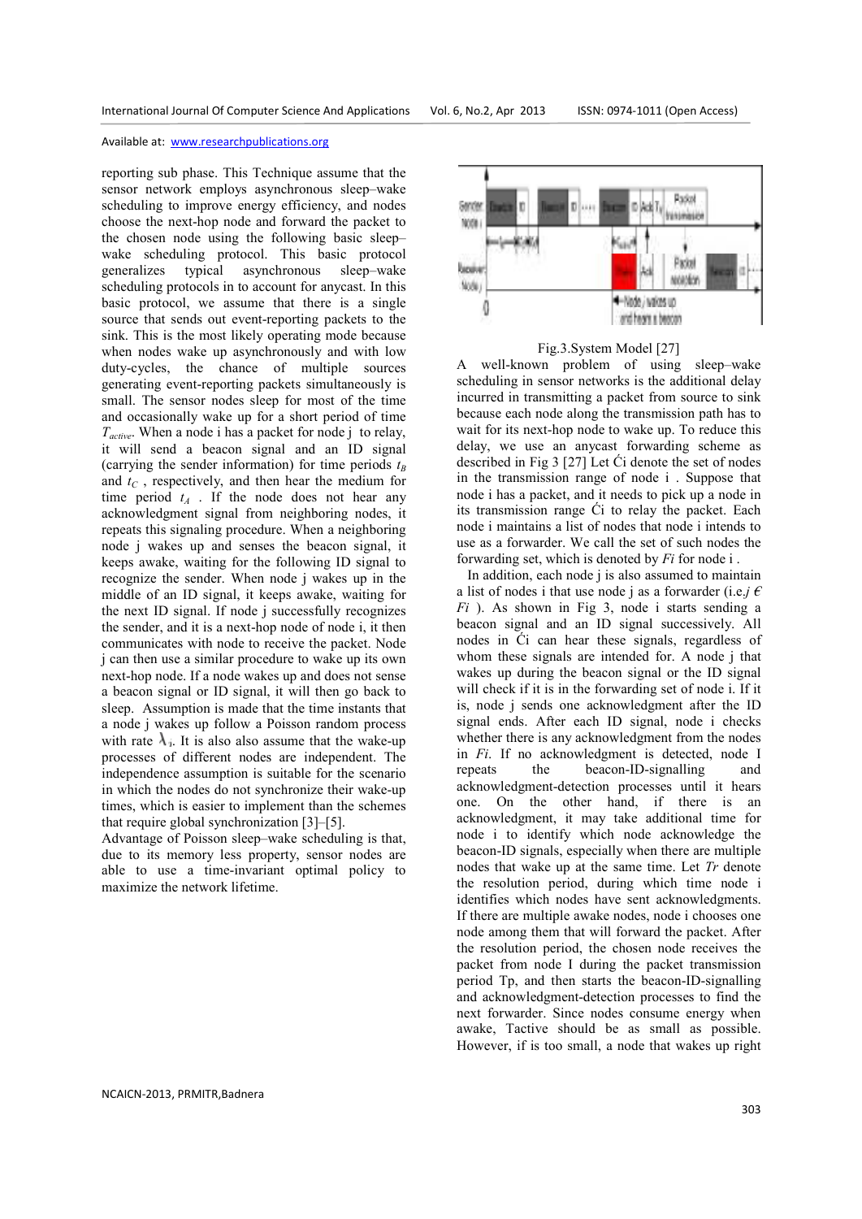reporting sub phase. This Technique assume that the sensor network employs asynchronous sleep–wake scheduling to improve energy efficiency, and nodes choose the next-hop node and forward the packet to the chosen node using the following basic sleep–wake scheduling protocol. This basic protocol generalizes typical asynchronous sleep–wake scheduling protocols in to account for anycast. In this basic protocol, we assume that there is a single source that sends out event-reporting packets to the sink. This is the most likely operating mode because when nodes wake up asynchronously and with low duty-cycles, the chance of multiple sources generating event-reporting packets simultaneously is small. The sensor nodes sleep for most of the time and occasionally wake up for a short period of time $T_{active}$. When a node i has a packet for node j to relay, it will send a beacon signal and an ID signal (carrying the sender information) for time periods $t_B$ and $t_C$ , respectively, and then hear the medium for time period $t_A$ . If the node does not hear any acknowledgment signal from neighboring nodes, it repeats this signaling procedure. When a neighboring node j wakes up and senses the beacon signal, it keeps awake, waiting for the following ID signal to recognize the sender. When node j wakes up in the middle of an ID signal, it keeps awake, waiting for the next ID signal. If node j successfully recognizes the sender, and it is a next-hop node of node i, it then communicates with node to receive the packet. Node j can then use a similar procedure to wake up its own next-hop node. If a node wakes up and does not sense a beacon signal or ID signal, it will then go back to sleep. Assumption is made that the time instants that a node j wakes up follow a Poisson random process with rate $\lambda_i$. It is also also assume that the wake-up processes of different nodes are independent. The independence assumption is suitable for the scenario in which the nodes do not synchronize their wake-up times, which is easier to implement than the schemes that require global synchronization [3]–[5].

Advantage of Poisson sleep–wake scheduling is that, due to its memory less property, sensor nodes are able to use a time-invariant optimal policy to maximize the network lifetime.

Fig.3.System Model [27]

A well-known problem of using sleep–wake scheduling in sensor networks is the additional delay incurred in transmitting a packet from source to sink because each node along the transmission path has to wait for its next-hop node to wake up. To reduce this delay, we use an anycast forwarding scheme as described in Fig 3 [27] Let Ći denote the set of nodes in the transmission range of node i . Suppose that node i has a packet, and it needs to pick up a node in its transmission range Ći to relay the packet. Each node i maintains a list of nodes that node i intends to use as a forwarder. We call the set of such nodes the forwarding set, which is denoted by *Fi* for node i .

In addition, each node j is also assumed to maintain a list of nodes i that use node j as a forwarder (i.e.*j ϵ Fi* ). As shown in Fig 3, node i starts sending a beacon signal and an ID signal successively. All nodes in Ći can hear these signals, regardless of whom these signals are intended for. A node j that wakes up during the beacon signal or the ID signal will check if it is in the forwarding set of node i. If it is, node j sends one acknowledgment after the ID signal ends. After each ID signal, node i checks whether there is any acknowledgment from the nodes in *Fi*. If no acknowledgment is detected, node I repeats the beacon-ID-signalling and acknowledgment-detection processes until it hears one. On the other hand, if there is an acknowledgment, it may take additional time for node i to identify which node acknowledge the beacon-ID signals, especially when there are multiple nodes that wake up at the same time. Let *Tr* denote the resolution period, during which time node i identifies which nodes have sent acknowledgments. If there are multiple awake nodes, node i chooses one node among them that will forward the packet. After the resolution period, the chosen node receives the packet from node I during the packet transmission period Tp, and then starts the beacon-ID-signalling and acknowledgment-detection processes to find the next forwarder. Since nodes consume energy when awake, Tactive should be as small as possible. However, if is too small, a node that wakes up right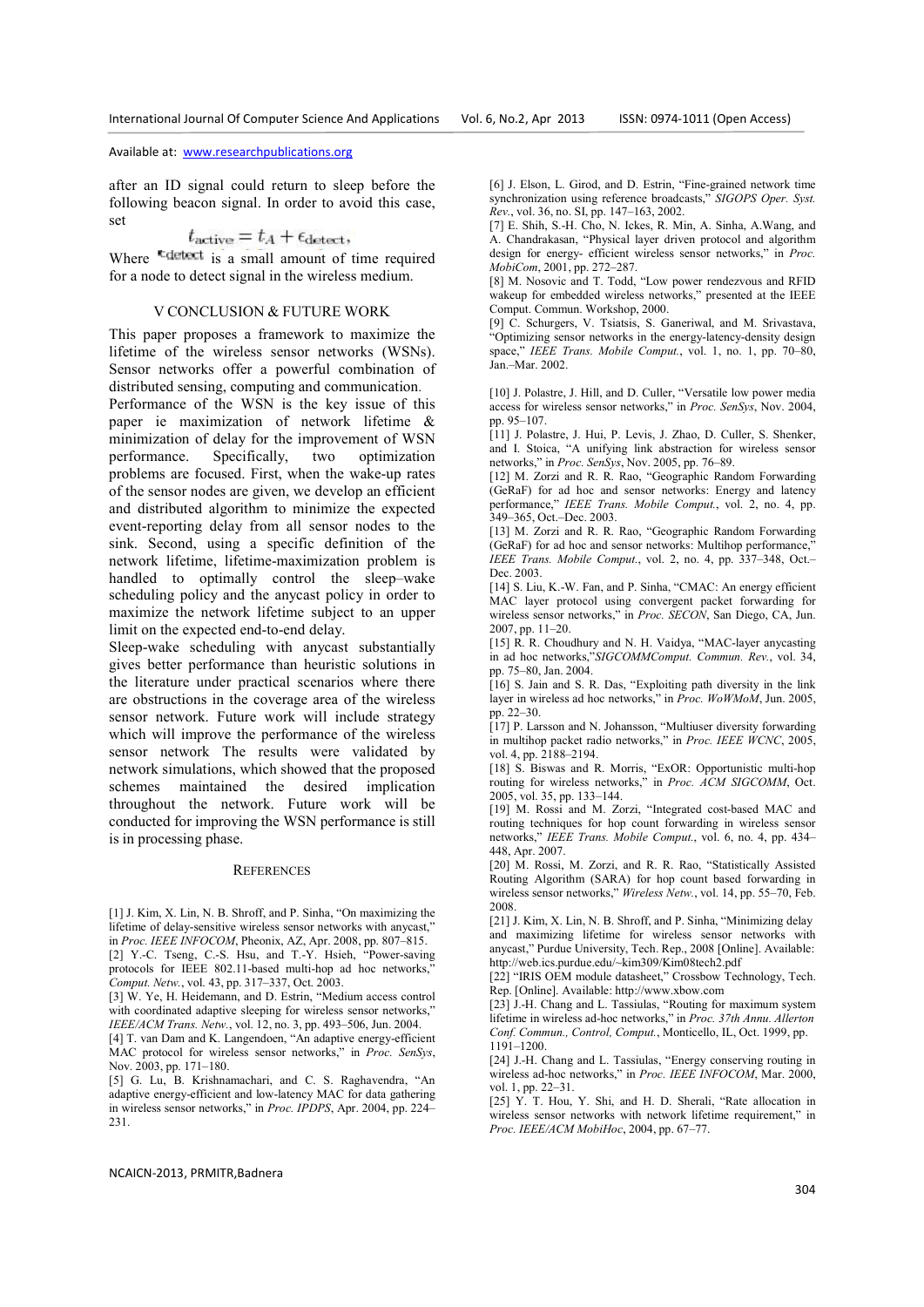after an ID signal could return to sleep before the following beacon signal. In order to avoid this case, set

$$t_{\text{active}} = t_A + \epsilon_{\text{detect}},$$

Where $\epsilon_{\text{detect}}$ is a small amount of time required for a node to detect signal in the wireless medium.

## V CONCLUSION & FUTURE WORK

This paper proposes a framework to maximize the lifetime of the wireless sensor networks (WSNs). Sensor networks offer a powerful combination of distributed sensing, computing and communication. Performance of the WSN is the key issue of this paper ie maximization of network lifetime & minimization of delay for the improvement of WSN performance. Specifically, two optimization problems are focused. First, when the wake-up rates of the sensor nodes are given, we develop an efficient and distributed algorithm to minimize the expected event-reporting delay from all sensor nodes to the sink. Second, using a specific definition of the network lifetime, lifetime-maximization problem is handled to optimally control the sleep–wake scheduling policy and the anycast policy in order to maximize the network lifetime subject to an upper limit on the expected end-to-end delay.

Sleep-wake scheduling with anycast substantially gives better performance than heuristic solutions in the literature under practical scenarios where there are obstructions in the coverage area of the wireless sensor network. Future work will include strategy which will improve the performance of the wireless sensor network The results were validated by network simulations, which showed that the proposed schemes maintained the desired implication throughout the network. Future work will be conducted for improving the WSN performance is still is in processing phase.

## REFERENCES

[1] J. Kim, X. Lin, N. B. Shroff, and P. Sinha, "On maximizing the lifetime of delay-sensitive wireless sensor networks with anycast," in *Proc. IEEE INFOCOM*, Pheonix, AZ, Apr. 2008, pp. 807–815.

[2] Y.-C. Tseng, C.-S. Hsu, and T.-Y. Hsieh, "Power-saving protocols for IEEE 802.11-based multi-hop ad hoc networks," *Comput. Netw.*, vol. 43, pp. 317–337, Oct. 2003.

[3] W. Ye, H. Heidemann, and D. Estrin, "Medium access control with coordinated adaptive sleeping for wireless sensor networks," *IEEE/ACM Trans. Netw.*, vol. 12, no. 3, pp. 493–506, Jun. 2004.

[4] T. van Dam and K. Langendoen, "An adaptive energy-efficient MAC protocol for wireless sensor networks," in *Proc. SenSys*, Nov. 2003, pp. 171–180.

[5] G. Lu, B. Krishnamachari, and C. S. Raghavendra, "An adaptive energy-efficient and low-latency MAC for data gathering in wireless sensor networks," in *Proc. IPDPS*, Apr. 2004, pp. 224–231.

[6] J. Elson, L. Girod, and D. Estrin, "Fine-grained network time synchronization using reference broadcasts," *SIGOPS Oper. Syst. Rev.*, vol. 36, no. SI, pp. 147–163, 2002.

[7] E. Shih, S.-H. Cho, N. Ickes, R. Min, A. Sinha, A.Wang, and A. Chandrakasan, "Physical layer driven protocol and algorithm design for energy- efficient wireless sensor networks," in *Proc. MobiCom*, 2001, pp. 272–287.

[8] M. Nosovic and T. Todd, "Low power rendezvous and RFID wakeup for embedded wireless networks," presented at the IEEE Comput. Commun. Workshop, 2000.

[9] C. Schurgers, V. Tsiatsis, S. Ganeriwal, and M. Srivastava, "Optimizing sensor networks in the energy-latency-density design space," *IEEE Trans. Mobile Comput.*, vol. 1, no. 1, pp. 70–80, Jan.–Mar. 2002.

[10] J. Polastre, J. Hill, and D. Culler, "Versatile low power media access for wireless sensor networks," in *Proc. SenSys*, Nov. 2004, pp. 95–107.

[11] J. Polastre, J. Hui, P. Levis, J. Zhao, D. Culler, S. Shenker, and I. Stoica, "A unifying link abstraction for wireless sensor networks," in *Proc. SenSys*, Nov. 2005, pp. 76–89.

[12] M. Zorzi and R. R. Rao, "Geographic Random Forwarding (GeRaF) for ad hoc and sensor networks: Energy and latency performance," *IEEE Trans. Mobile Comput.*, vol. 2, no. 4, pp. 349–365, Oct.–Dec. 2003.

[13] M. Zorzi and R. R. Rao, "Geographic Random Forwarding (GeRaF) for ad hoc and sensor networks: Multihop performance," *IEEE Trans. Mobile Comput.*, vol. 2, no. 4, pp. 337–348, Oct.–Dec. 2003.

[14] S. Liu, K.-W. Fan, and P. Sinha, "CMAC: An energy efficient MAC layer protocol using convergent packet forwarding for wireless sensor networks," in *Proc. SECON*, San Diego, CA, Jun. 2007, pp. 11–20.

[15] R. R. Choudhury and N. H. Vaidya, "MAC-layer anycasting in ad hoc networks,"*SIGCOMMComput. Commun. Rev.*, vol. 34, pp. 75–80, Jan. 2004.

[16] S. Jain and S. R. Das, "Exploiting path diversity in the link layer in wireless ad hoc networks," in *Proc. WoWMoM*, Jun. 2005, pp. 22–30.

[17] P. Larsson and N. Johansson, "Multiuser diversity forwarding in multihop packet radio networks," in *Proc. IEEE WCNC*, 2005, vol. 4, pp. 2188–2194.

[18] S. Biswas and R. Morris, "ExOR: Opportunistic multi-hop routing for wireless networks," in *Proc. ACM SIGCOMM*, Oct. 2005, vol. 35, pp. 133–144.

[19] M. Rossi and M. Zorzi, "Integrated cost-based MAC and routing techniques for hop count forwarding in wireless sensor networks," *IEEE Trans. Mobile Comput.*, vol. 6, no. 4, pp. 434–448, Apr. 2007.

[20] M. Rossi, M. Zorzi, and R. R. Rao, "Statistically Assisted Routing Algorithm (SARA) for hop count based forwarding in wireless sensor networks," *Wireless Netw.*, vol. 14, pp. 55–70, Feb. 2008.

[21] J. Kim, X. Lin, N. B. Shroff, and P. Sinha, "Minimizing delay and maximizing lifetime for wireless sensor networks with anycast," Purdue University, Tech. Rep., 2008 [Online]. Available: http://web.ics.purdue.edu/~kim309/Kim08tech2.pdf

[22] "IRIS OEM module datasheet," Crossbow Technology, Tech. Rep. [Online]. Available: http://www.xbow.com

[23] J.-H. Chang and L. Tassiulas, "Routing for maximum system lifetime in wireless ad-hoc networks," in *Proc. 37th Annu. Allerton Conf. Commun., Control, Comput.*, Monticello, IL, Oct. 1999, pp. 1191–1200.

[24] J.-H. Chang and L. Tassiulas, "Energy conserving routing in wireless ad-hoc networks," in *Proc. IEEE INFOCOM*, Mar. 2000, vol. 1, pp. 22–31.

[25] Y. T. Hou, Y. Shi, and H. D. Sherali, "Rate allocation in wireless sensor networks with network lifetime requirement," in *Proc. IEEE/ACM MobiHoc*, 2004, pp. 67–77.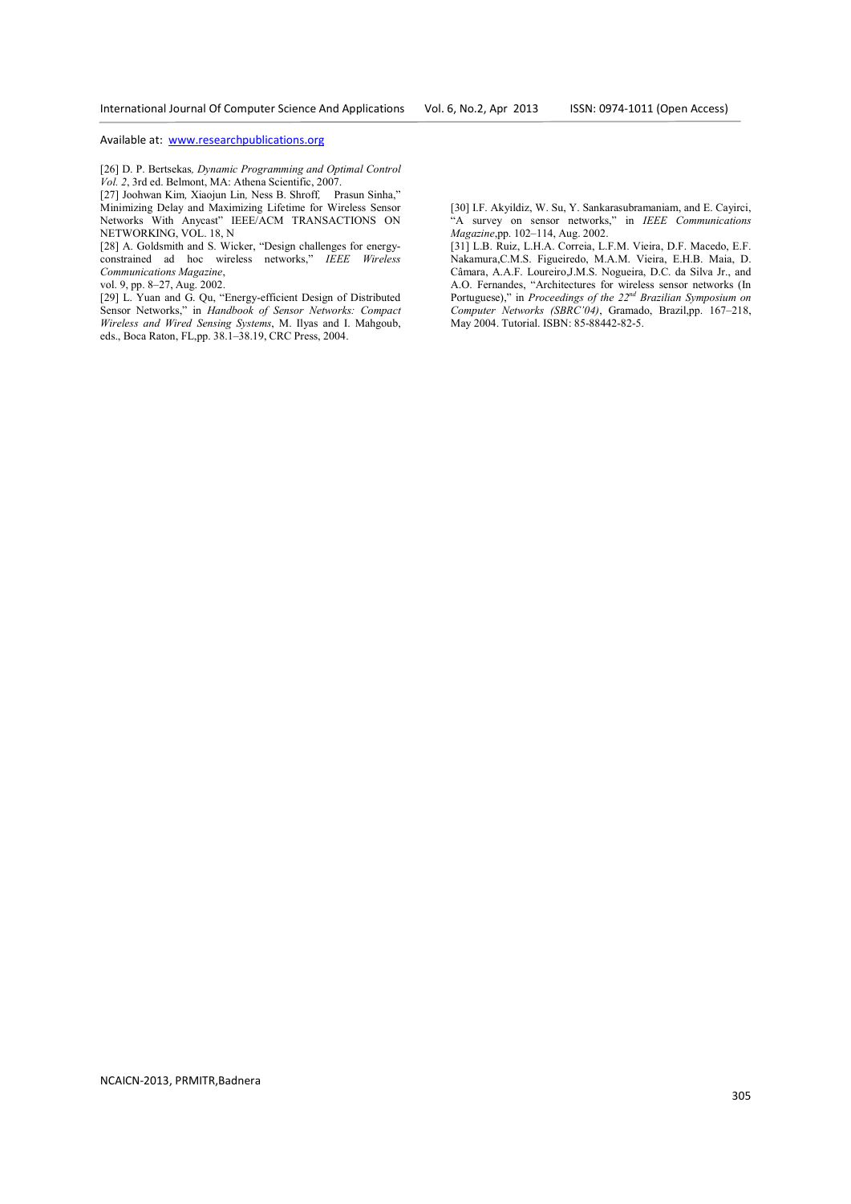Available at: www.researchpublications.org

[26] D. P. Bertsekas, *Dynamic Programming and Optimal Control Vol. 2*, 3rd ed. Belmont, MA: Athena Scientific, 2007.

[27] Joohwan Kim, Xiaojun Lin, Ness B. Shroff, Prasun Sinha," Minimizing Delay and Maximizing Lifetime for Wireless Sensor Networks With Anycast" IEEE/ACM TRANSACTIONS ON NETWORKING, VOL. 18, N

[28] A. Goldsmith and S. Wicker, "Design challenges for energy-constrained ad hoc wireless networks," *IEEE Wireless Communications Magazine*, vol. 9, pp. 8–27, Aug. 2002.

[29] L. Yuan and G. Qu, "Energy-efficient Design of Distributed Sensor Networks," in *Handbook of Sensor Networks: Compact Wireless and Wired Sensing Systems*, M. Ilyas and I. Mahgoub, eds., Boca Raton, FL,pp. 38.1–38.19, CRC Press, 2004.

[30] I.F. Akyildiz, W. Su, Y. Sankarasubramaniam, and E. Cayirci, "A survey on sensor networks," in *IEEE Communications Magazine*,pp. 102–114, Aug. 2002.

[31] L.B. Ruiz, L.H.A. Correia, L.F.M. Vieira, D.F. Macedo, E.F. Nakamura,C.M.S. Figueiredo, M.A.M. Vieira, E.H.B. Maia, D. Câmara, A.A.F. Loureiro,J.M.S. Nogueira, D.C. da Silva Jr., and A.O. Fernandes, "Architectures for wireless sensor networks (In Portuguese)," in *Proceedings of the 22nd Brazilian Symposium on Computer Networks (SBRC'04)*, Gramado, Brazil,pp. 167–218, May 2004. Tutorial. ISBN: 85-88442-82-5.

NCAICN-2013, PRMITR,Badnera